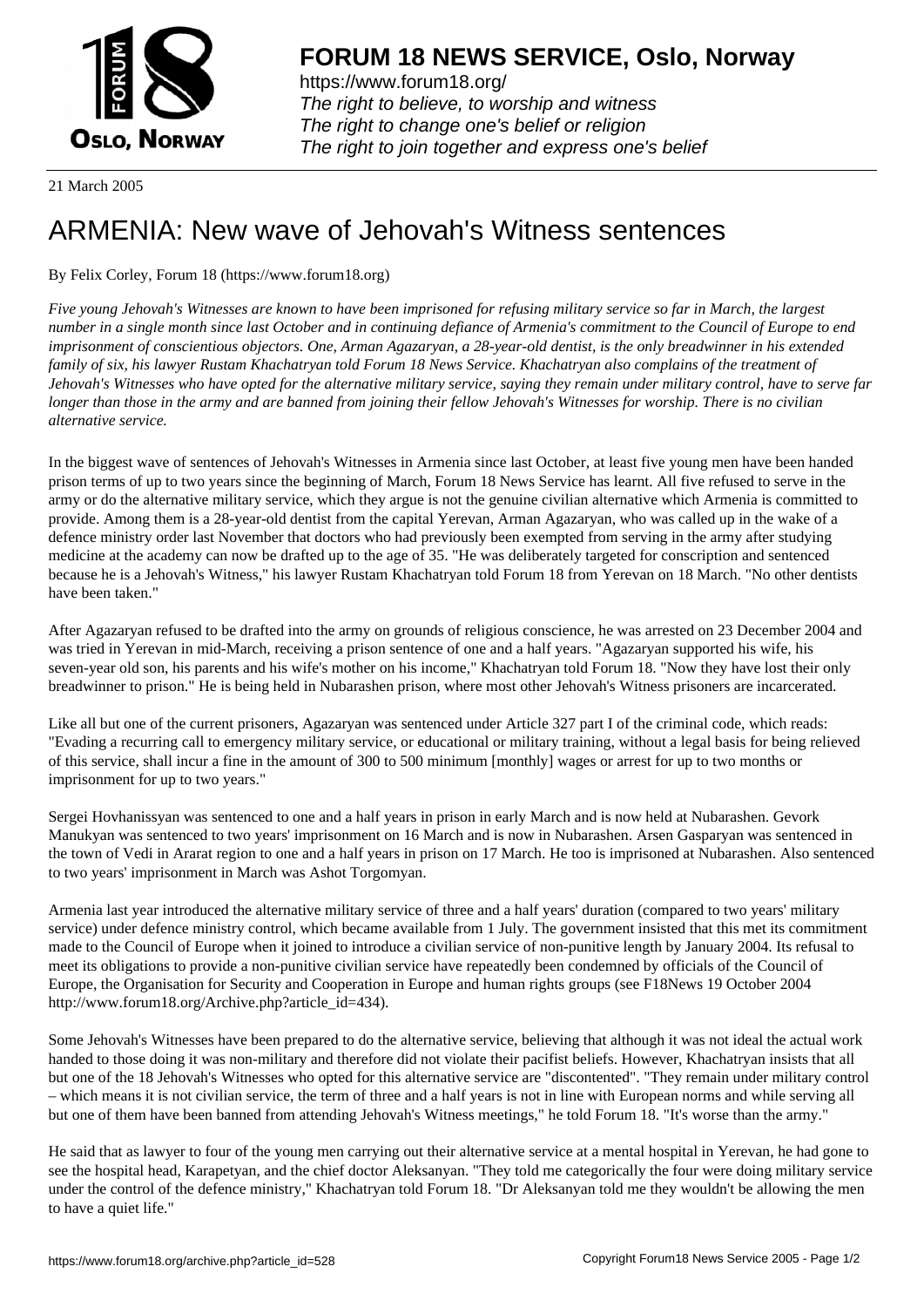# FORUM 18 NEWS SERVICE, Oslo, Norway

https://www.forum18.org/
*The right to believe, to worship and witness*
*The right to change one's belief or religion*
*The right to join together and express one's belief*

21 March 2005

# ARMENIA: New wave of Jehovah's Witness sentences

By Felix Corley, Forum 18 (https://www.forum18.org)

*Five young Jehovah's Witnesses are known to have been imprisoned for refusing military service so far in March, the largest number in a single month since last October and in continuing defiance of Armenia's commitment to the Council of Europe to end imprisonment of conscientious objectors. One, Arman Agazaryan, a 28-year-old dentist, is the only breadwinner in his extended family of six, his lawyer Rustam Khachatryan told Forum 18 News Service. Khachatryan also complains of the treatment of Jehovah's Witnesses who have opted for the alternative military service, saying they remain under military control, have to serve far longer than those in the army and are banned from joining their fellow Jehovah's Witnesses for worship. There is no civilian alternative service.*

In the biggest wave of sentences of Jehovah's Witnesses in Armenia since last October, at least five young men have been handed prison terms of up to two years since the beginning of March, Forum 18 News Service has learnt. All five refused to serve in the army or do the alternative military service, which they argue is not the genuine civilian alternative which Armenia is committed to provide. Among them is a 28-year-old dentist from the capital Yerevan, Arman Agazaryan, who was called up in the wake of a defence ministry order last November that doctors who had previously been exempted from serving in the army after studying medicine at the academy can now be drafted up to the age of 35. "He was deliberately targeted for conscription and sentenced because he is a Jehovah's Witness," his lawyer Rustam Khachatryan told Forum 18 from Yerevan on 18 March. "No other dentists have been taken."

After Agazaryan refused to be drafted into the army on grounds of religious conscience, he was arrested on 23 December 2004 and was tried in Yerevan in mid-March, receiving a prison sentence of one and a half years. "Agazaryan supported his wife, his seven-year old son, his parents and his wife's mother on his income," Khachatryan told Forum 18. "Now they have lost their only breadwinner to prison." He is being held in Nubarashen prison, where most other Jehovah's Witness prisoners are incarcerated.

Like all but one of the current prisoners, Agazaryan was sentenced under Article 327 part I of the criminal code, which reads: "Evading a recurring call to emergency military service, or educational or military training, without a legal basis for being relieved of this service, shall incur a fine in the amount of 300 to 500 minimum [monthly] wages or arrest for up to two months or imprisonment for up to two years."

Sergei Hovhanissyan was sentenced to one and a half years in prison in early March and is now held at Nubarashen. Gevork Manukyan was sentenced to two years' imprisonment on 16 March and is now in Nubarashen. Arsen Gasparyan was sentenced in the town of Vedi in Ararat region to one and a half years in prison on 17 March. He too is imprisoned at Nubarashen. Also sentenced to two years' imprisonment in March was Ashot Torgomyan.

Armenia last year introduced the alternative military service of three and a half years' duration (compared to two years' military service) under defence ministry control, which became available from 1 July. The government insisted that this met its commitment made to the Council of Europe when it joined to introduce a civilian service of non-punitive length by January 2004. Its refusal to meet its obligations to provide a non-punitive civilian service have repeatedly been condemned by officials of the Council of Europe, the Organisation for Security and Cooperation in Europe and human rights groups (see F18News 19 October 2004 http://www.forum18.org/Archive.php?article_id=434).

Some Jehovah's Witnesses have been prepared to do the alternative service, believing that although it was not ideal the actual work handed to those doing it was non-military and therefore did not violate their pacifist beliefs. However, Khachatryan insists that all but one of the 18 Jehovah's Witnesses who opted for this alternative service are "discontented". "They remain under military control – which means it is not civilian service, the term of three and a half years is not in line with European norms and while serving all but one of them have been banned from attending Jehovah's Witness meetings," he told Forum 18. "It's worse than the army."

He said that as lawyer to four of the young men carrying out their alternative service at a mental hospital in Yerevan, he had gone to see the hospital head, Karapetyan, and the chief doctor Aleksanyan. "They told me categorically the four were doing military service under the control of the defence ministry," Khachatryan told Forum 18. "Dr Aleksanyan told me they wouldn't be allowing the men to have a quiet life."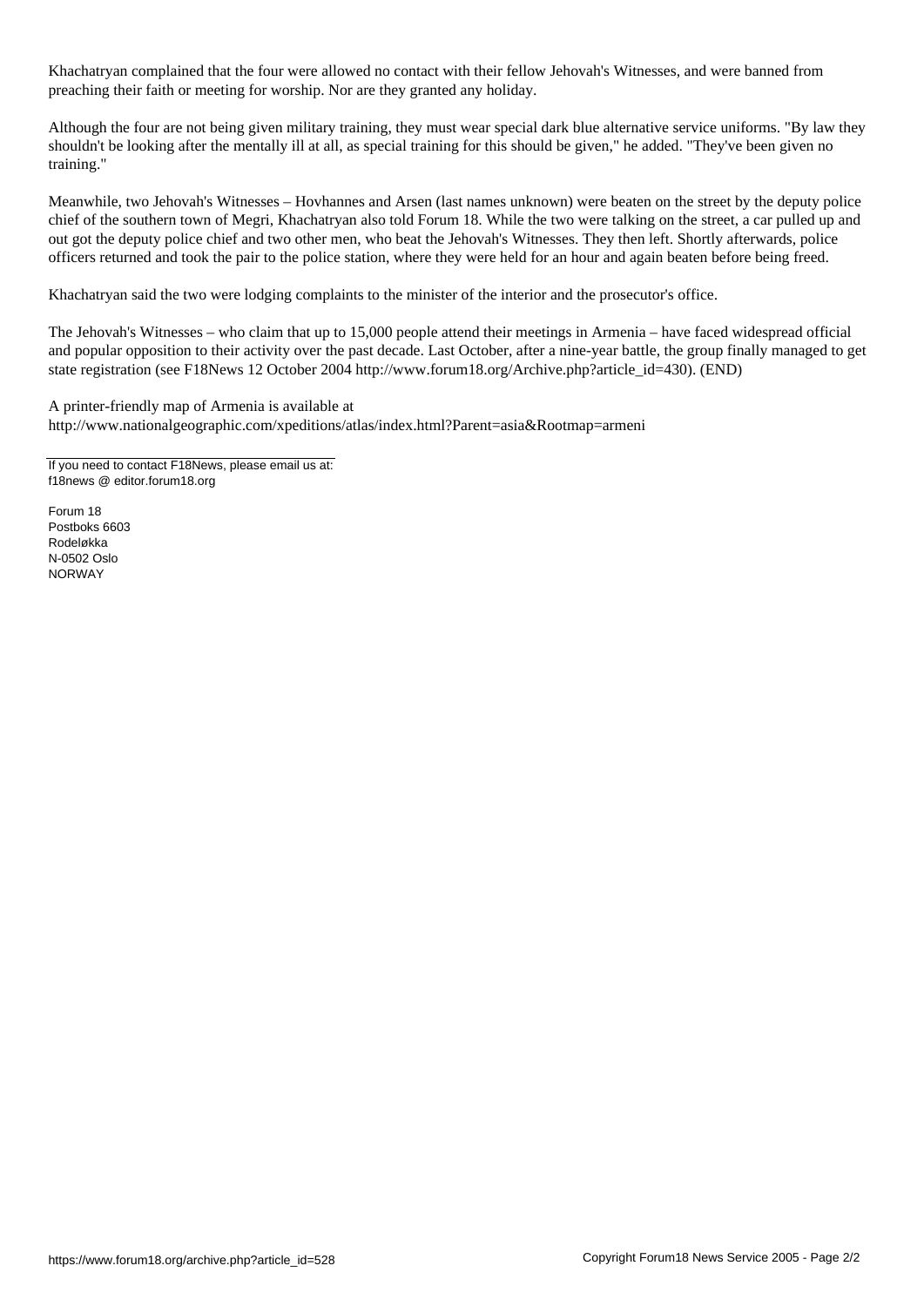Khachatryan complained that the four were allowed no contact with their fellow Jehovah's Witnesses, and were banned from preaching their faith or meeting for worship. Nor are they granted any holiday.

Although the four are not being given military training, they must wear special dark blue alternative service uniforms. "By law they shouldn't be looking after the mentally ill at all, as special training for this should be given," he added. "They've been given no training."

Meanwhile, two Jehovah's Witnesses – Hovhannes and Arsen (last names unknown) were beaten on the street by the deputy police chief of the southern town of Megri, Khachatryan also told Forum 18. While the two were talking on the street, a car pulled up and out got the deputy police chief and two other men, who beat the Jehovah's Witnesses. They then left. Shortly afterwards, police officers returned and took the pair to the police station, where they were held for an hour and again beaten before being freed.

Khachatryan said the two were lodging complaints to the minister of the interior and the prosecutor's office.

The Jehovah's Witnesses – who claim that up to 15,000 people attend their meetings in Armenia – have faced widespread official and popular opposition to their activity over the past decade. Last October, after a nine-year battle, the group finally managed to get state registration (see F18News 12 October 2004 http://www.forum18.org/Archive.php?article_id=430). (END)

A printer-friendly map of Armenia is available at
http://www.nationalgeographic.com/xpeditions/atlas/index.html?Parent=asia&Rootmap=armeni

If you need to contact F18News, please email us at:
f18news @ editor.forum18.org

Forum 18
Postboks 6603
Rodeløkka
N-0502 Oslo
NORWAY